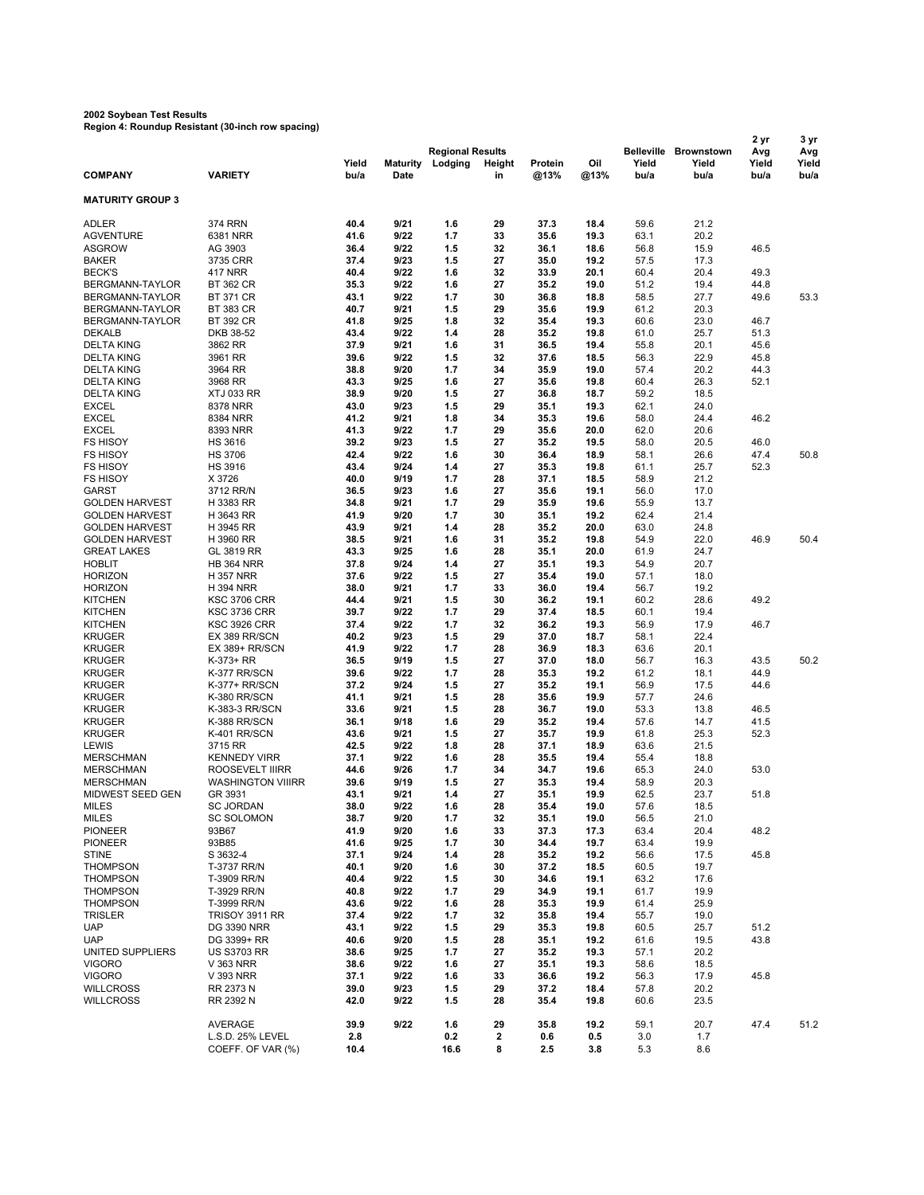**2002 Soybean Test Results**
**Region 4: Roundup Resistant (30-inch row spacing)**

| COMPANY | VARIETY | Yield bu/a | Maturity Date | Regional Results Lodging | Height in | Protein @13% | Oil @13% | Belleville Yield bu/a | Brownstown Yield bu/a | 2 yr Avg Yield bu/a | 3 yr Avg Yield bu/a |
|---|---|---|---|---|---|---|---|---|---|---|---|
| **MATURITY GROUP 3** | | | | | | | | | | | |
| ADLER | 374 RRN | **40.4** | **9/21** | **1.6** | **29** | **37.3** | **18.4** | 59.6 | 21.2 | | |
| AGVENTURE | 6381 NRR | **41.6** | **9/22** | **1.7** | **33** | **35.6** | **19.3** | 63.1 | 20.2 | | |
| ASGROW | AG 3903 | **36.4** | **9/22** | **1.5** | **32** | **36.1** | **18.6** | 56.8 | 15.9 | 46.5 | |
| BAKER | 3735 CRR | **37.4** | **9/23** | **1.5** | **27** | **35.0** | **19.2** | 57.5 | 17.3 | | |
| BECK'S | 417 NRR | **40.4** | **9/22** | **1.6** | **32** | **33.9** | **20.1** | 60.4 | 20.4 | 49.3 | |
| BERGMANN-TAYLOR | BT 362 CR | **35.3** | **9/22** | **1.6** | **27** | **35.2** | **19.0** | 51.2 | 19.4 | 44.8 | |
| BERGMANN-TAYLOR | BT 371 CR | **43.1** | **9/22** | **1.7** | **30** | **36.8** | **18.8** | 58.5 | 27.7 | 49.6 | 53.3 |
| BERGMANN-TAYLOR | BT 383 CR | **40.7** | **9/21** | **1.5** | **29** | **35.6** | **19.9** | 61.2 | 20.3 | | |
| BERGMANN-TAYLOR | BT 392 CR | **41.8** | **9/25** | **1.8** | **32** | **35.4** | **19.3** | 60.6 | 23.0 | 46.7 | |
| DEKALB | DKB 38-52 | **43.4** | **9/22** | **1.4** | **28** | **35.2** | **19.8** | 61.0 | 25.7 | 51.3 | |
| DELTA KING | 3862 RR | **37.9** | **9/21** | **1.6** | **31** | **36.5** | **19.4** | 55.8 | 20.1 | 45.6 | |
| DELTA KING | 3961 RR | **39.6** | **9/22** | **1.5** | **32** | **37.6** | **18.5** | 56.3 | 22.9 | 45.8 | |
| DELTA KING | 3964 RR | **38.8** | **9/20** | **1.7** | **34** | **35.9** | **19.0** | 57.4 | 20.2 | 44.3 | |
| DELTA KING | 3968 RR | **43.3** | **9/25** | **1.6** | **27** | **35.6** | **19.8** | 60.4 | 26.3 | 52.1 | |
| DELTA KING | XTJ 033 RR | **38.9** | **9/20** | **1.5** | **27** | **36.8** | **18.7** | 59.2 | 18.5 | | |
| EXCEL | 8378 NRR | **43.0** | **9/23** | **1.5** | **29** | **35.1** | **19.3** | 62.1 | 24.0 | | |
| EXCEL | 8384 NRR | **41.2** | **9/21** | **1.8** | **34** | **35.3** | **19.6** | 58.0 | 24.4 | 46.2 | |
| EXCEL | 8393 NRR | **41.3** | **9/22** | **1.7** | **29** | **35.6** | **20.0** | 62.0 | 20.6 | | |
| FS HISOY | HS 3616 | **39.2** | **9/23** | **1.5** | **27** | **35.2** | **19.5** | 58.0 | 20.5 | 46.0 | |
| FS HISOY | HS 3706 | **42.4** | **9/22** | **1.6** | **30** | **36.4** | **18.9** | 58.1 | 26.6 | 47.4 | 50.8 |
| FS HISOY | HS 3916 | **43.4** | **9/24** | **1.4** | **27** | **35.3** | **19.8** | 61.1 | 25.7 | 52.3 | |
| FS HISOY | X 3726 | **40.0** | **9/19** | **1.7** | **28** | **37.1** | **18.5** | 58.9 | 21.2 | | |
| GARST | 3712 RR/N | **36.5** | **9/23** | **1.6** | **27** | **35.6** | **19.1** | 56.0 | 17.0 | | |
| GOLDEN HARVEST | H 3383 RR | **34.8** | **9/21** | **1.7** | **29** | **35.9** | **19.6** | 55.9 | 13.7 | | |
| GOLDEN HARVEST | H 3643 RR | **41.9** | **9/20** | **1.7** | **30** | **35.1** | **19.2** | 62.4 | 21.4 | | |
| GOLDEN HARVEST | H 3945 RR | **43.9** | **9/21** | **1.4** | **28** | **35.2** | **20.0** | 63.0 | 24.8 | | |
| GOLDEN HARVEST | H 3960 RR | **38.5** | **9/21** | **1.6** | **31** | **35.2** | **19.8** | 54.9 | 22.0 | 46.9 | 50.4 |
| GREAT LAKES | GL 3819 RR | **43.3** | **9/25** | **1.6** | **28** | **35.1** | **20.0** | 61.9 | 24.7 | | |
| HOBLIT | HB 364 NRR | **37.8** | **9/24** | **1.4** | **27** | **35.1** | **19.3** | 54.9 | 20.7 | | |
| HORIZON | H 357 NRR | **37.6** | **9/22** | **1.5** | **27** | **35.4** | **19.0** | 57.1 | 18.0 | | |
| HORIZON | H 394 NRR | **38.0** | **9/21** | **1.7** | **33** | **36.0** | **19.4** | 56.7 | 19.2 | | |
| KITCHEN | KSC 3706 CRR | **44.4** | **9/21** | **1.5** | **30** | **36.2** | **19.1** | 60.2 | 28.6 | 49.2 | |
| KITCHEN | KSC 3736 CRR | **39.7** | **9/22** | **1.7** | **29** | **37.4** | **18.5** | 60.1 | 19.4 | | |
| KITCHEN | KSC 3926 CRR | **37.4** | **9/22** | **1.7** | **32** | **36.2** | **19.3** | 56.9 | 17.9 | 46.7 | |
| KRUGER | EX 389 RR/SCN | **40.2** | **9/23** | **1.5** | **29** | **37.0** | **18.7** | 58.1 | 22.4 | | |
| KRUGER | EX 389+ RR/SCN | **41.9** | **9/22** | **1.7** | **28** | **36.9** | **18.3** | 63.6 | 20.1 | | |
| KRUGER | K-373+ RR | **36.5** | **9/19** | **1.5** | **27** | **37.0** | **18.0** | 56.7 | 16.3 | 43.5 | 50.2 |
| KRUGER | K-377 RR/SCN | **39.6** | **9/22** | **1.7** | **28** | **35.3** | **19.2** | 61.2 | 18.1 | 44.9 | |
| KRUGER | K-377+ RR/SCN | **37.2** | **9/24** | **1.5** | **27** | **35.2** | **19.1** | 56.9 | 17.5 | 44.6 | |
| KRUGER | K-380 RR/SCN | **41.1** | **9/21** | **1.5** | **28** | **35.6** | **19.9** | 57.7 | 24.6 | | |
| KRUGER | K-383-3 RR/SCN | **33.6** | **9/21** | **1.5** | **28** | **36.7** | **19.0** | 53.3 | 13.8 | 46.5 | |
| KRUGER | K-388 RR/SCN | **36.1** | **9/18** | **1.6** | **29** | **35.2** | **19.4** | 57.6 | 14.7 | 41.5 | |
| KRUGER | K-401 RR/SCN | **43.6** | **9/21** | **1.5** | **27** | **35.7** | **19.9** | 61.8 | 25.3 | 52.3 | |
| LEWIS | 3715 RR | **42.5** | **9/22** | **1.8** | **28** | **37.1** | **18.9** | 63.6 | 21.5 | | |
| MERSCHMAN | KENNEDY VIRR | **37.1** | **9/22** | **1.6** | **28** | **35.5** | **19.4** | 55.4 | 18.8 | | |
| MERSCHMAN | ROOSEVELT IIIRR | **44.6** | **9/26** | **1.7** | **34** | **34.7** | **19.6** | 65.3 | 24.0 | 53.0 | |
| MERSCHMAN | WASHINGTON VIIIRR | **39.6** | **9/19** | **1.5** | **27** | **35.3** | **19.4** | 58.9 | 20.3 | | |
| MIDWEST SEED GEN | GR 3931 | **43.1** | **9/21** | **1.4** | **27** | **35.1** | **19.9** | 62.5 | 23.7 | 51.8 | |
| MILES | SC JORDAN | **38.0** | **9/22** | **1.6** | **28** | **35.4** | **19.0** | 57.6 | 18.5 | | |
| MILES | SC SOLOMON | **38.7** | **9/20** | **1.7** | **32** | **35.1** | **19.0** | 56.5 | 21.0 | | |
| PIONEER | 93B67 | **41.9** | **9/20** | **1.6** | **33** | **37.3** | **17.3** | 63.4 | 20.4 | 48.2 | |
| PIONEER | 93B85 | **41.6** | **9/25** | **1.7** | **30** | **34.4** | **19.7** | 63.4 | 19.9 | | |
| STINE | S 3632-4 | **37.1** | **9/24** | **1.4** | **28** | **35.2** | **19.2** | 56.6 | 17.5 | 45.8 | |
| THOMPSON | T-3737 RR/N | **40.1** | **9/20** | **1.6** | **30** | **37.2** | **18.5** | 60.5 | 19.7 | | |
| THOMPSON | T-3909 RR/N | **40.4** | **9/22** | **1.5** | **30** | **34.6** | **19.1** | 63.2 | 17.6 | | |
| THOMPSON | T-3929 RR/N | **40.8** | **9/22** | **1.7** | **29** | **34.9** | **19.1** | 61.7 | 19.9 | | |
| THOMPSON | T-3999 RR/N | **43.6** | **9/22** | **1.6** | **28** | **35.3** | **19.9** | 61.4 | 25.9 | | |
| TRISLER | TRISOY 3911 RR | **37.4** | **9/22** | **1.7** | **32** | **35.8** | **19.4** | 55.7 | 19.0 | | |
| UAP | DG 3390 NRR | **43.1** | **9/22** | **1.5** | **29** | **35.3** | **19.8** | 60.5 | 25.7 | 51.2 | |
| UAP | DG 3399+ RR | **40.6** | **9/20** | **1.5** | **28** | **35.1** | **19.2** | 61.6 | 19.5 | 43.8 | |
| UNITED SUPPLIERS | US S3703 RR | **38.6** | **9/25** | **1.7** | **27** | **35.2** | **19.3** | 57.1 | 20.2 | | |
| VIGORO | V 363 NRR | **38.6** | **9/22** | **1.6** | **27** | **35.1** | **19.3** | 58.6 | 18.5 | | |
| VIGORO | V 393 NRR | **37.1** | **9/22** | **1.6** | **33** | **36.6** | **19.2** | 56.3 | 17.9 | 45.8 | |
| WILLCROSS | RR 2373 N | **39.0** | **9/23** | **1.5** | **29** | **37.2** | **18.4** | 57.8 | 20.2 | | |
| WILLCROSS | RR 2392 N | **42.0** | **9/22** | **1.5** | **28** | **35.4** | **19.8** | 60.6 | 23.5 | | |
| | AVERAGE | **39.9** | **9/22** | **1.6** | **29** | **35.8** | **19.2** | 59.1 | 20.7 | 47.4 | 51.2 |
| | L.S.D. 25% LEVEL | **2.8** | | **0.2** | **2** | **0.6** | **0.5** | 3.0 | 1.7 | | |
| | COEFF. OF VAR (%) | **10.4** | | **16.6** | **8** | **2.5** | **3.8** | 5.3 | 8.6 | | |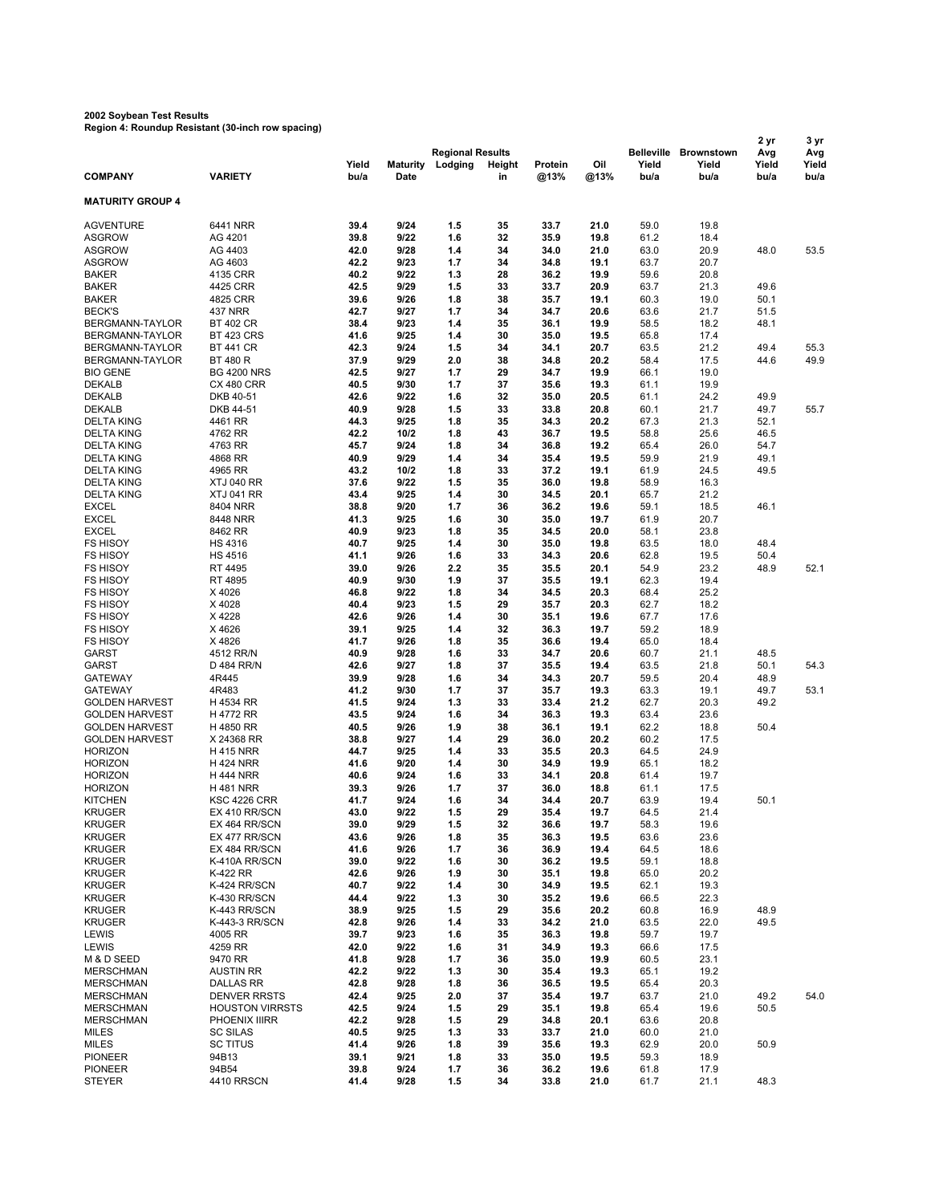**2002 Soybean Test Results**
**Region 4: Roundup Resistant (30-inch row spacing)**

| COMPANY | VARIETY | Yield bu/a | Maturity Date | Regional Results Lodging | Height in | Protein @13% | Oil @13% | Belleville Yield bu/a | Brownstown Yield bu/a | 2 yr Avg Yield bu/a | 3 yr Avg Yield bu/a |
|---|---|---|---|---|---|---|---|---|---|---|---|
| **MATURITY GROUP 4** | | | | | | | | | | | |
| AGVENTURE | 6441 NRR | **39.4** | **9/24** | **1.5** | **35** | **33.7** | **21.0** | 59.0 | 19.8 | | |
| ASGROW | AG 4201 | **39.8** | **9/22** | **1.6** | **32** | **35.9** | **19.8** | 61.2 | 18.4 | | |
| ASGROW | AG 4403 | **42.0** | **9/28** | **1.4** | **34** | **34.0** | **21.0** | 63.0 | 20.9 | 48.0 | 53.5 |
| ASGROW | AG 4603 | **42.2** | **9/23** | **1.7** | **34** | **34.8** | **19.1** | 63.7 | 20.7 | | |
| BAKER | 4135 CRR | **40.2** | **9/22** | **1.3** | **28** | **36.2** | **19.9** | 59.6 | 20.8 | | |
| BAKER | 4425 CRR | **42.5** | **9/29** | **1.5** | **33** | **33.7** | **20.9** | 63.7 | 21.3 | 49.6 | |
| BAKER | 4825 CRR | **39.6** | **9/26** | **1.8** | **38** | **35.7** | **19.1** | 60.3 | 19.0 | 50.1 | |
| BECK'S | 437 NRR | **42.7** | **9/27** | **1.7** | **34** | **34.7** | **20.6** | 63.6 | 21.7 | 51.5 | |
| BERGMANN-TAYLOR | BT 402 CR | **38.4** | **9/23** | **1.4** | **35** | **36.1** | **19.9** | 58.5 | 18.2 | 48.1 | |
| BERGMANN-TAYLOR | BT 423 CRS | **41.6** | **9/25** | **1.4** | **30** | **35.0** | **19.5** | 65.8 | 17.4 | | |
| BERGMANN-TAYLOR | BT 441 CR | **42.3** | **9/24** | **1.5** | **34** | **34.1** | **20.7** | 63.5 | 21.2 | 49.4 | 55.3 |
| BERGMANN-TAYLOR | BT 480 R | **37.9** | **9/29** | **2.0** | **38** | **34.8** | **20.2** | 58.4 | 17.5 | 44.6 | 49.9 |
| BIO GENE | BG 4200 NRS | **42.5** | **9/27** | **1.7** | **29** | **34.7** | **19.9** | 66.1 | 19.0 | | |
| DEKALB | CX 480 CRR | **40.5** | **9/30** | **1.7** | **37** | **35.6** | **19.3** | 61.1 | 19.9 | | |
| DEKALB | DKB 40-51 | **42.6** | **9/22** | **1.6** | **32** | **35.0** | **20.5** | 61.1 | 24.2 | 49.9 | |
| DEKALB | DKB 44-51 | **40.9** | **9/28** | **1.5** | **33** | **33.8** | **20.8** | 60.1 | 21.7 | 49.7 | 55.7 |
| DELTA KING | 4461 RR | **44.3** | **9/25** | **1.8** | **35** | **34.3** | **20.2** | 67.3 | 21.3 | 52.1 | |
| DELTA KING | 4762 RR | **42.2** | **10/2** | **1.8** | **43** | **36.7** | **19.5** | 58.8 | 25.6 | 46.5 | |
| DELTA KING | 4763 RR | **45.7** | **9/24** | **1.8** | **34** | **36.8** | **19.2** | 65.4 | 26.0 | 54.7 | |
| DELTA KING | 4868 RR | **40.9** | **9/29** | **1.4** | **34** | **35.4** | **19.5** | 59.9 | 21.9 | 49.1 | |
| DELTA KING | 4965 RR | **43.2** | **10/2** | **1.8** | **33** | **37.2** | **19.1** | 61.9 | 24.5 | 49.5 | |
| DELTA KING | XTJ 040 RR | **37.6** | **9/22** | **1.5** | **35** | **36.0** | **19.8** | 58.9 | 16.3 | | |
| DELTA KING | XTJ 041 RR | **43.4** | **9/25** | **1.4** | **30** | **34.5** | **20.1** | 65.7 | 21.2 | | |
| EXCEL | 8404 NRR | **38.8** | **9/20** | **1.7** | **36** | **36.2** | **19.6** | 59.1 | 18.5 | 46.1 | |
| EXCEL | 8448 NRR | **41.3** | **9/25** | **1.6** | **30** | **35.0** | **19.7** | 61.9 | 20.7 | | |
| EXCEL | 8462 RR | **40.9** | **9/23** | **1.8** | **35** | **34.5** | **20.0** | 58.1 | 23.8 | | |
| FS HISOY | HS 4316 | **40.7** | **9/25** | **1.4** | **30** | **35.0** | **19.8** | 63.5 | 18.0 | 48.4 | |
| FS HISOY | HS 4516 | **41.1** | **9/26** | **1.6** | **33** | **34.3** | **20.6** | 62.8 | 19.5 | 50.4 | |
| FS HISOY | RT 4495 | **39.0** | **9/26** | **2.2** | **35** | **35.5** | **20.1** | 54.9 | 23.2 | 48.9 | 52.1 |
| FS HISOY | RT 4895 | **40.9** | **9/30** | **1.9** | **37** | **35.5** | **19.1** | 62.3 | 19.4 | | |
| FS HISOY | X 4026 | **46.8** | **9/22** | **1.8** | **34** | **34.5** | **20.3** | 68.4 | 25.2 | | |
| FS HISOY | X 4028 | **40.4** | **9/23** | **1.5** | **29** | **35.7** | **20.3** | 62.7 | 18.2 | | |
| FS HISOY | X 4228 | **42.6** | **9/26** | **1.4** | **30** | **35.1** | **19.6** | 67.7 | 17.6 | | |
| FS HISOY | X 4626 | **39.1** | **9/25** | **1.4** | **32** | **36.3** | **19.7** | 59.2 | 18.9 | | |
| FS HISOY | X 4826 | **41.7** | **9/26** | **1.8** | **35** | **36.6** | **19.4** | 65.0 | 18.4 | | |
| GARST | 4512 RR/N | **40.9** | **9/28** | **1.6** | **33** | **34.7** | **20.6** | 60.7 | 21.1 | 48.5 | |
| GARST | D 484 RR/N | **42.6** | **9/27** | **1.8** | **37** | **35.5** | **19.4** | 63.5 | 21.8 | 50.1 | 54.3 |
| GATEWAY | 4R445 | **39.9** | **9/28** | **1.6** | **34** | **34.3** | **20.7** | 59.5 | 20.4 | 48.9 | |
| GATEWAY | 4R483 | **41.2** | **9/30** | **1.7** | **37** | **35.7** | **19.3** | 63.3 | 19.1 | 49.7 | 53.1 |
| GOLDEN HARVEST | H 4534 RR | **41.5** | **9/24** | **1.3** | **33** | **33.4** | **21.2** | 62.7 | 20.3 | 49.2 | |
| GOLDEN HARVEST | H 4772 RR | **43.5** | **9/24** | **1.6** | **34** | **36.3** | **19.3** | 63.4 | 23.6 | | |
| GOLDEN HARVEST | H 4850 RR | **40.5** | **9/26** | **1.9** | **38** | **36.1** | **19.1** | 62.2 | 18.8 | 50.4 | |
| GOLDEN HARVEST | X 24368 RR | **38.8** | **9/27** | **1.4** | **29** | **36.0** | **20.2** | 60.2 | 17.5 | | |
| HORIZON | H 415 NRR | **44.7** | **9/25** | **1.4** | **33** | **35.5** | **20.3** | 64.5 | 24.9 | | |
| HORIZON | H 424 NRR | **41.6** | **9/20** | **1.4** | **30** | **34.9** | **19.9** | 65.1 | 18.2 | | |
| HORIZON | H 444 NRR | **40.6** | **9/24** | **1.6** | **33** | **34.1** | **20.8** | 61.4 | 19.7 | | |
| HORIZON | H 481 NRR | **39.3** | **9/26** | **1.7** | **37** | **36.0** | **18.8** | 61.1 | 17.5 | | |
| KITCHEN | KSC 4226 CRR | **41.7** | **9/24** | **1.6** | **34** | **34.4** | **20.7** | 63.9 | 19.4 | 50.1 | |
| KRUGER | EX 410 RR/SCN | **43.0** | **9/22** | **1.5** | **29** | **35.4** | **19.7** | 64.5 | 21.4 | | |
| KRUGER | EX 464 RR/SCN | **39.0** | **9/29** | **1.5** | **32** | **36.6** | **19.7** | 58.3 | 19.6 | | |
| KRUGER | EX 477 RR/SCN | **43.6** | **9/26** | **1.8** | **35** | **36.3** | **19.5** | 63.6 | 23.6 | | |
| KRUGER | EX 484 RR/SCN | **41.6** | **9/26** | **1.7** | **36** | **36.9** | **19.4** | 64.5 | 18.6 | | |
| KRUGER | K-410A RR/SCN | **39.0** | **9/22** | **1.6** | **30** | **36.2** | **19.5** | 59.1 | 18.8 | | |
| KRUGER | K-422 RR | **42.6** | **9/26** | **1.9** | **30** | **35.1** | **19.8** | 65.0 | 20.2 | | |
| KRUGER | K-424 RR/SCN | **40.7** | **9/22** | **1.4** | **30** | **34.9** | **19.5** | 62.1 | 19.3 | | |
| KRUGER | K-430 RR/SCN | **44.4** | **9/22** | **1.3** | **30** | **35.2** | **19.6** | 66.5 | 22.3 | | |
| KRUGER | K-443 RR/SCN | **38.9** | **9/25** | **1.5** | **29** | **35.6** | **20.2** | 60.8 | 16.9 | 48.9 | |
| KRUGER | K-443-3 RR/SCN | **42.8** | **9/26** | **1.4** | **33** | **34.2** | **21.0** | 63.5 | 22.0 | 49.5 | |
| LEWIS | 4005 RR | **39.7** | **9/23** | **1.6** | **35** | **36.3** | **19.8** | 59.7 | 19.7 | | |
| LEWIS | 4259 RR | **42.0** | **9/22** | **1.6** | **31** | **34.9** | **19.3** | 66.6 | 17.5 | | |
| M & D SEED | 9470 RR | **41.8** | **9/28** | **1.7** | **36** | **35.0** | **19.9** | 60.5 | 23.1 | | |
| MERSCHMAN | AUSTIN RR | **42.2** | **9/22** | **1.3** | **30** | **35.4** | **19.3** | 65.1 | 19.2 | | |
| MERSCHMAN | DALLAS RR | **42.8** | **9/28** | **1.8** | **36** | **36.5** | **19.5** | 65.4 | 20.3 | | |
| MERSCHMAN | DENVER RRSTS | **42.4** | **9/25** | **2.0** | **37** | **35.4** | **19.7** | 63.7 | 21.0 | 49.2 | 54.0 |
| MERSCHMAN | HOUSTON VIRRSTS | **42.5** | **9/24** | **1.5** | **29** | **35.1** | **19.8** | 65.4 | 19.6 | 50.5 | |
| MERSCHMAN | PHOENIX IIIRR | **42.2** | **9/28** | **1.5** | **29** | **34.8** | **20.1** | 63.6 | 20.8 | | |
| MILES | SC SILAS | **40.5** | **9/25** | **1.3** | **33** | **33.7** | **21.0** | 60.0 | 21.0 | | |
| MILES | SC TITUS | **41.4** | **9/26** | **1.8** | **39** | **35.6** | **19.3** | 62.9 | 20.0 | 50.9 | |
| PIONEER | 94B13 | **39.1** | **9/21** | **1.8** | **33** | **35.0** | **19.5** | 59.3 | 18.9 | | |
| PIONEER | 94B54 | **39.8** | **9/24** | **1.7** | **36** | **36.2** | **19.6** | 61.8 | 17.9 | | |
| STEYER | 4410 RRSCN | **41.4** | **9/28** | **1.5** | **34** | **33.8** | **21.0** | 61.7 | 21.1 | 48.3 | |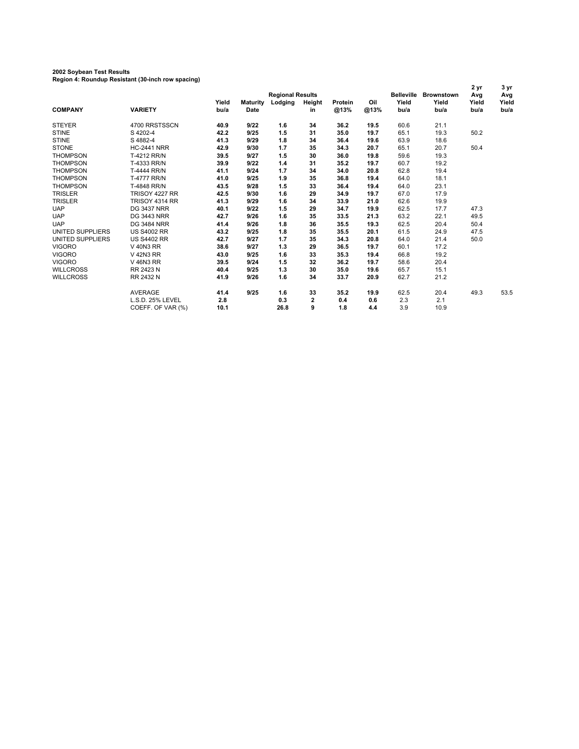**2002 Soybean Test Results**
**Region 4: Roundup Resistant (30-inch row spacing)**

| | | Regional Results | | | | | | | Belleville | Brownstown | 2 yr | 3 yr |
|---|---|---|---|---|---|---|---|---|---|---|---|---|
| COMPANY | VARIETY | Yield bu/a | Maturity Date | Lodging | Height in | Protein @13% | Oil @13% | Yield bu/a | Yield bu/a | Avg Yield bu/a | Avg Yield bu/a |
| STEYER | 4700 RRSTSSCN | **40.9** | **9/22** | **1.6** | **34** | **36.2** | **19.5** | 60.6 | 21.1 | | |
| STINE | S 4202-4 | **42.2** | **9/25** | **1.5** | **31** | **35.0** | **19.7** | 65.1 | 19.3 | 50.2 | |
| STINE | S 4882-4 | **41.3** | **9/29** | **1.8** | **34** | **36.4** | **19.6** | 63.9 | 18.6 | | |
| STONE | HC-2441 NRR | **42.9** | **9/30** | **1.7** | **35** | **34.3** | **20.7** | 65.1 | 20.7 | 50.4 | |
| THOMPSON | T-4212 RR/N | **39.5** | **9/27** | **1.5** | **30** | **36.0** | **19.8** | 59.6 | 19.3 | | |
| THOMPSON | T-4333 RR/N | **39.9** | **9/22** | **1.4** | **31** | **35.2** | **19.7** | 60.7 | 19.2 | | |
| THOMPSON | T-4444 RR/N | **41.1** | **9/24** | **1.7** | **34** | **34.0** | **20.8** | 62.8 | 19.4 | | |
| THOMPSON | T-4777 RR/N | **41.0** | **9/25** | **1.9** | **35** | **36.8** | **19.4** | 64.0 | 18.1 | | |
| THOMPSON | T-4848 RR/N | **43.5** | **9/28** | **1.5** | **33** | **36.4** | **19.4** | 64.0 | 23.1 | | |
| TRISLER | TRISOY 4227 RR | **42.5** | **9/30** | **1.6** | **29** | **34.9** | **19.7** | 67.0 | 17.9 | | |
| TRISLER | TRISOY 4314 RR | **41.3** | **9/29** | **1.6** | **34** | **33.9** | **21.0** | 62.6 | 19.9 | | |
| UAP | DG 3437 NRR | **40.1** | **9/22** | **1.5** | **29** | **34.7** | **19.9** | 62.5 | 17.7 | 47.3 | |
| UAP | DG 3443 NRR | **42.7** | **9/26** | **1.6** | **35** | **33.5** | **21.3** | 63.2 | 22.1 | 49.5 | |
| UAP | DG 3484 NRR | **41.4** | **9/26** | **1.8** | **36** | **35.5** | **19.3** | 62.5 | 20.4 | 50.4 | |
| UNITED SUPPLIERS | US S4002 RR | **43.2** | **9/25** | **1.8** | **35** | **35.5** | **20.1** | 61.5 | 24.9 | 47.5 | |
| UNITED SUPPLIERS | US S4402 RR | **42.7** | **9/27** | **1.7** | **35** | **34.3** | **20.8** | 64.0 | 21.4 | 50.0 | |
| VIGORO | V 40N3 RR | **38.6** | **9/27** | **1.3** | **29** | **36.5** | **19.7** | 60.1 | 17.2 | | |
| VIGORO | V 42N3 RR | **43.0** | **9/25** | **1.6** | **33** | **35.3** | **19.4** | 66.8 | 19.2 | | |
| VIGORO | V 46N3 RR | **39.5** | **9/24** | **1.5** | **32** | **36.2** | **19.7** | 58.6 | 20.4 | | |
| WILLCROSS | RR 2423 N | **40.4** | **9/25** | **1.3** | **30** | **35.0** | **19.6** | 65.7 | 15.1 | | |
| WILLCROSS | RR 2432 N | **41.9** | **9/26** | **1.6** | **34** | **33.7** | **20.9** | 62.7 | 21.2 | | |
| | AVERAGE | **41.4** | **9/25** | **1.6** | **33** | **35.2** | **19.9** | 62.5 | 20.4 | 49.3 | 53.5 |
| | L.S.D. 25% LEVEL | **2.8** | | **0.3** | **2** | **0.4** | **0.6** | 2.3 | 2.1 | | |
| | COEFF. OF VAR (%) | **10.1** | | **26.8** | **9** | **1.8** | **4.4** | 3.9 | 10.9 | | |